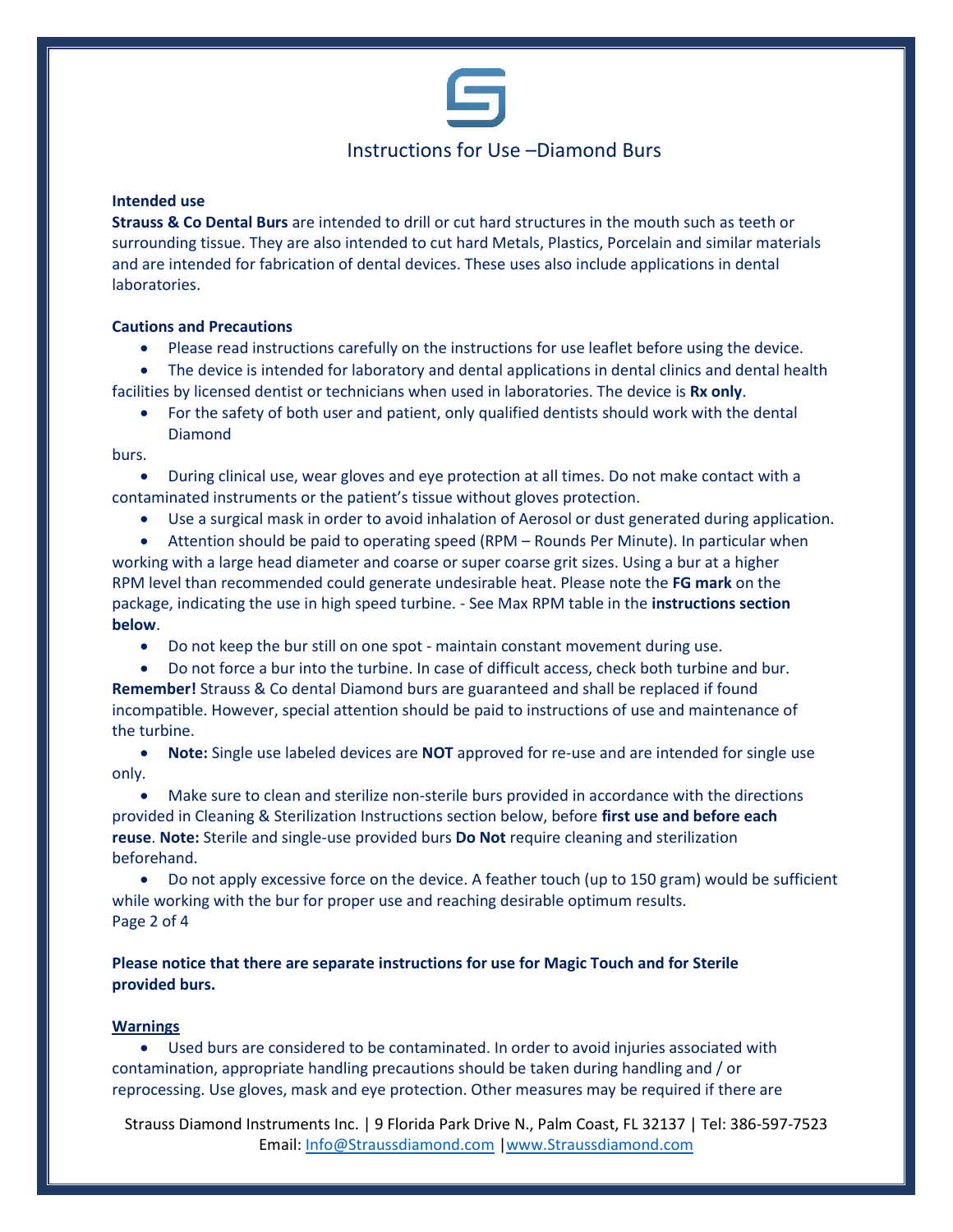# Instructions for Use –Diamond Burs

**Intended use**

**Strauss & Co Dental Burs** are intended to drill or cut hard structures in the mouth such as teeth or surrounding tissue. They are also intended to cut hard Metals, Plastics, Porcelain and similar materials and are intended for fabrication of dental devices. These uses also include applications in dental laboratories.

**Cautions and Precautions**

- Please read instructions carefully on the instructions for use leaflet before using the device.
- The device is intended for laboratory and dental applications in dental clinics and dental health facilities by licensed dentist or technicians when used in laboratories. The device is **Rx only**.
- For the safety of both user and patient, only qualified dentists should work with the dental Diamond burs.
- During clinical use, wear gloves and eye protection at all times. Do not make contact with a contaminated instruments or the patient's tissue without gloves protection.
- Use a surgical mask in order to avoid inhalation of Aerosol or dust generated during application.
- Attention should be paid to operating speed (RPM – Rounds Per Minute). In particular when working with a large head diameter and coarse or super coarse grit sizes. Using a bur at a higher RPM level than recommended could generate undesirable heat. Please note the **FG mark** on the package, indicating the use in high speed turbine. - See Max RPM table in the **instructions section below**.
- Do not keep the bur still on one spot - maintain constant movement during use.
- Do not force a bur into the turbine. In case of difficult access, check both turbine and bur.

**Remember!** Strauss & Co dental Diamond burs are guaranteed and shall be replaced if found incompatible. However, special attention should be paid to instructions of use and maintenance of the turbine.

- **Note:** Single use labeled devices are **NOT** approved for re-use and are intended for single use only.
- Make sure to clean and sterilize non-sterile burs provided in accordance with the directions provided in Cleaning & Sterilization Instructions section below, before **first use and before each reuse**. **Note:** Sterile and single-use provided burs **Do Not** require cleaning and sterilization beforehand.
- Do not apply excessive force on the device. A feather touch (up to 150 gram) would be sufficient while working with the bur for proper use and reaching desirable optimum results.

Page 2 of 4

**Please notice that there are separate instructions for use for Magic Touch and for Sterile provided burs.**

**<u>Warnings</u>**

- Used burs are considered to be contaminated. In order to avoid injuries associated with contamination, appropriate handling precautions should be taken during handling and / or reprocessing. Use gloves, mask and eye protection. Other measures may be required if there are

Strauss Diamond Instruments Inc. | 9 Florida Park Drive N., Palm Coast, FL 32137 | Tel: 386-597-7523
Email: Info@Straussdiamond.com | www.Straussdiamond.com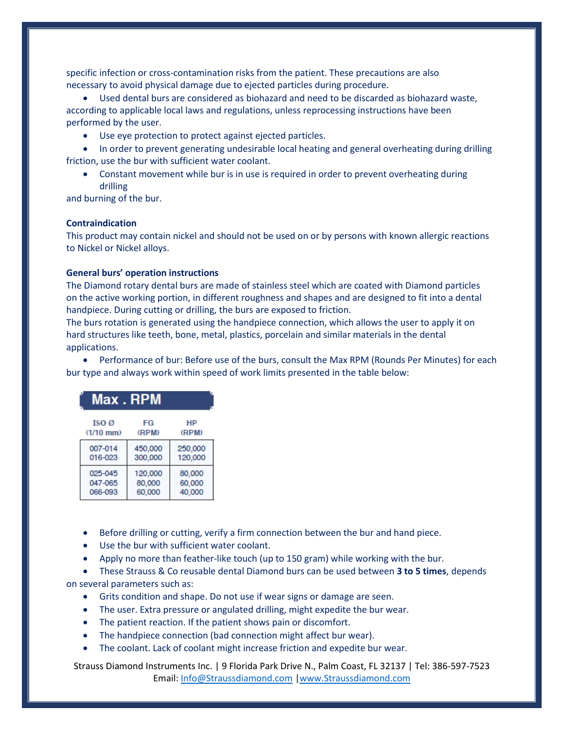specific infection or cross-contamination risks from the patient. These precautions are also necessary to avoid physical damage due to ejected particles during procedure.

- Used dental burs are considered as biohazard and need to be discarded as biohazard waste, according to applicable local laws and regulations, unless reprocessing instructions have been performed by the user.
- Use eye protection to protect against ejected particles.
- In order to prevent generating undesirable local heating and general overheating during drilling friction, use the bur with sufficient water coolant.
- Constant movement while bur is in use is required in order to prevent overheating during drilling and burning of the bur.

**Contraindication**

This product may contain nickel and should not be used on or by persons with known allergic reactions to Nickel or Nickel alloys.

**General burs' operation instructions**

The Diamond rotary dental burs are made of stainless steel which are coated with Diamond particles on the active working portion, in different roughness and shapes and are designed to fit into a dental handpiece. During cutting or drilling, the burs are exposed to friction.

The burs rotation is generated using the handpiece connection, which allows the user to apply it on hard structures like teeth, bone, metal, plastics, porcelain and similar materials in the dental applications.

- Performance of bur: Before use of the burs, consult the Max RPM (Rounds Per Minutes) for each bur type and always work within speed of work limits presented in the table below:

**Max . RPM**

| ISO Ø (1/10 mm) | FG (RPM) | HP (RPM) |
|---|---|---|
| 007-014 | 450,000 | 250,000 |
| 016-023 | 300,000 | 120,000 |
| 025-045 | 120,000 | 80,000 |
| 047-065 | 80,000 | 60,000 |
| 066-093 | 60,000 | 40,000 |

- Before drilling or cutting, verify a firm connection between the bur and hand piece.
- Use the bur with sufficient water coolant.
- Apply no more than feather-like touch (up to 150 gram) while working with the bur.
- These Strauss & Co reusable dental Diamond burs can be used between **3 to 5 times**, depends on several parameters such as:
- Grits condition and shape. Do not use if wear signs or damage are seen.
- The user. Extra pressure or angulated drilling, might expedite the bur wear.
- The patient reaction. If the patient shows pain or discomfort.
- The handpiece connection (bad connection might affect bur wear).
- The coolant. Lack of coolant might increase friction and expedite bur wear.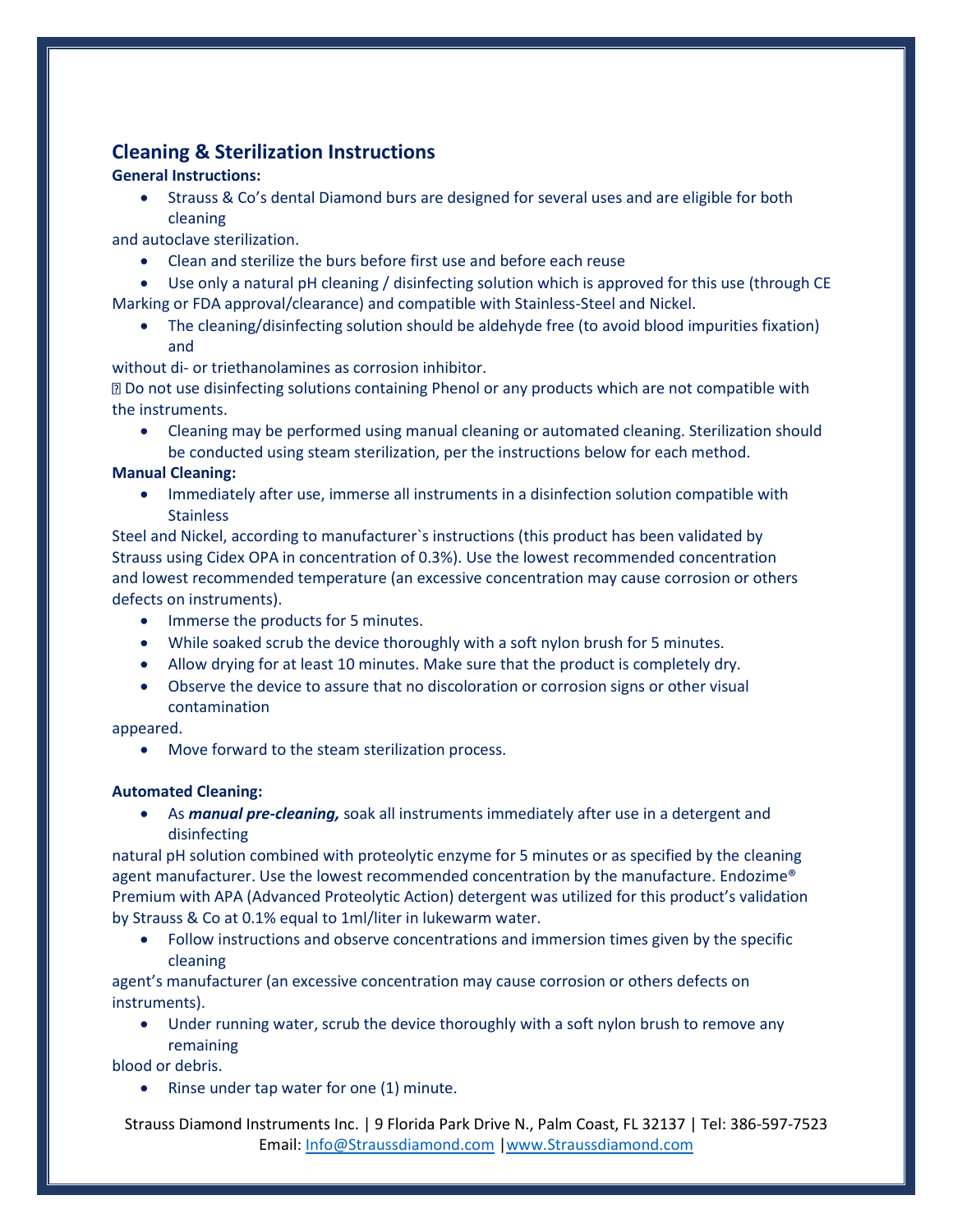## Cleaning & Sterilization Instructions

**General Instructions:**

- Strauss & Co's dental Diamond burs are designed for several uses and are eligible for both cleaning and autoclave sterilization.
- Clean and sterilize the burs before first use and before each reuse
- Use only a natural pH cleaning / disinfecting solution which is approved for this use (through CE Marking or FDA approval/clearance) and compatible with Stainless-Steel and Nickel.
- The cleaning/disinfecting solution should be aldehyde free (to avoid blood impurities fixation) and without di- or triethanolamines as corrosion inhibitor.
- Do not use disinfecting solutions containing Phenol or any products which are not compatible with the instruments.
- Cleaning may be performed using manual cleaning or automated cleaning. Sterilization should be conducted using steam sterilization, per the instructions below for each method.

**Manual Cleaning:**

- Immediately after use, immerse all instruments in a disinfection solution compatible with Stainless Steel and Nickel, according to manufacturer`s instructions (this product has been validated by Strauss using Cidex OPA in concentration of 0.3%). Use the lowest recommended concentration and lowest recommended temperature (an excessive concentration may cause corrosion or others defects on instruments).
- Immerse the products for 5 minutes.
- While soaked scrub the device thoroughly with a soft nylon brush for 5 minutes.
- Allow drying for at least 10 minutes. Make sure that the product is completely dry.
- Observe the device to assure that no discoloration or corrosion signs or other visual contamination appeared.
- Move forward to the steam sterilization process.

**Automated Cleaning:**

- As ***manual pre-cleaning,*** soak all instruments immediately after use in a detergent and disinfecting natural pH solution combined with proteolytic enzyme for 5 minutes or as specified by the cleaning agent manufacturer. Use the lowest recommended concentration by the manufacture. Endozime® Premium with APA (Advanced Proteolytic Action) detergent was utilized for this product's validation by Strauss & Co at 0.1% equal to 1ml/liter in lukewarm water.
- Follow instructions and observe concentrations and immersion times given by the specific cleaning agent's manufacturer (an excessive concentration may cause corrosion or others defects on instruments).
- Under running water, scrub the device thoroughly with a soft nylon brush to remove any remaining blood or debris.
- Rinse under tap water for one (1) minute.

Strauss Diamond Instruments Inc. | 9 Florida Park Drive N., Palm Coast, FL 32137 | Tel: 386-597-7523
Email: Info@Straussdiamond.com | www.Straussdiamond.com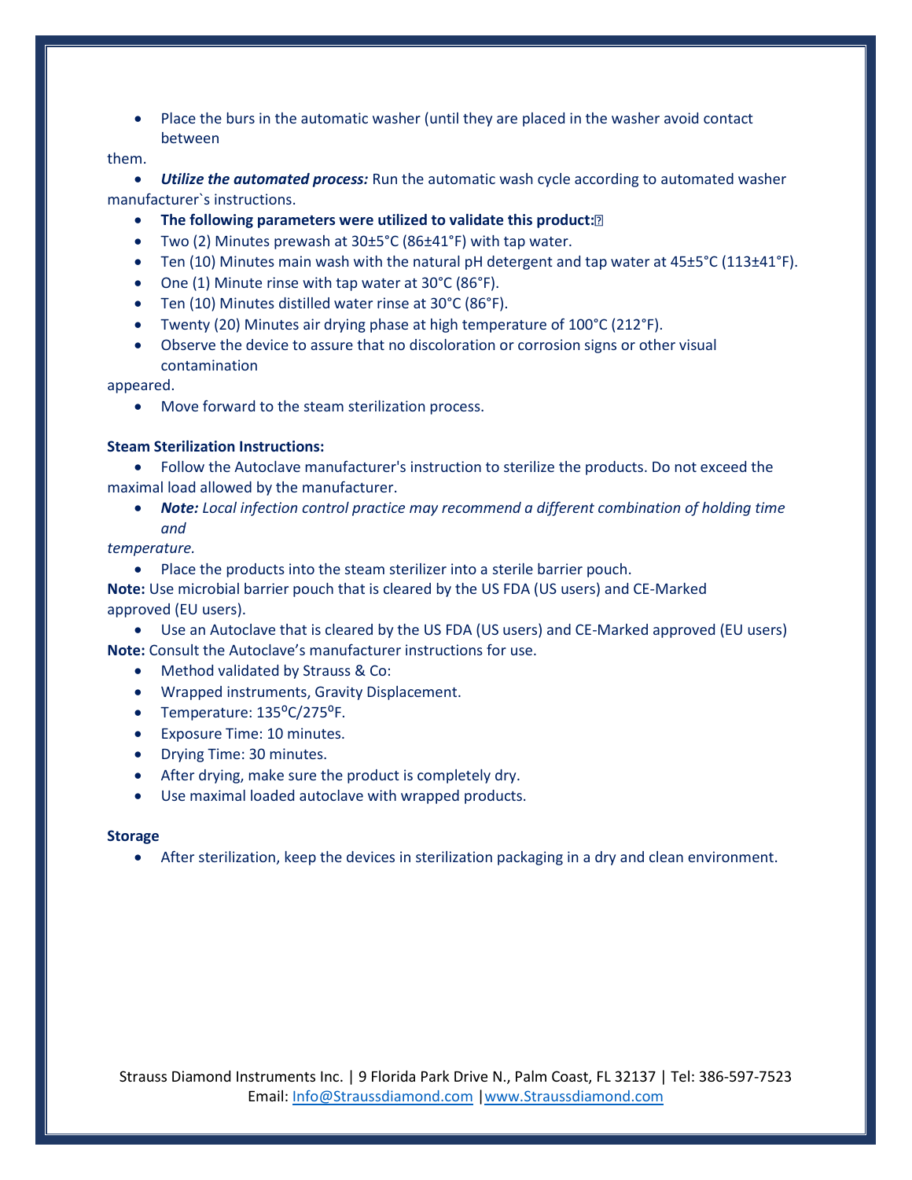- Place the burs in the automatic washer (until they are placed in the washer avoid contact between them.
- ***Utilize the automated process:*** Run the automatic wash cycle according to automated washer manufacturer`s instructions.
- **The following parameters were utilized to validate this product:**
- Two (2) Minutes prewash at 30±5°C (86±41°F) with tap water.
- Ten (10) Minutes main wash with the natural pH detergent and tap water at 45±5°C (113±41°F).
- One (1) Minute rinse with tap water at 30°C (86°F).
- Ten (10) Minutes distilled water rinse at 30°C (86°F).
- Twenty (20) Minutes air drying phase at high temperature of 100°C (212°F).
- Observe the device to assure that no discoloration or corrosion signs or other visual contamination appeared.
- Move forward to the steam sterilization process.

**Steam Sterilization Instructions:**

- Follow the Autoclave manufacturer's instruction to sterilize the products. Do not exceed the maximal load allowed by the manufacturer.
- ***Note:*** *Local infection control practice may recommend a different combination of holding time and temperature.*
- Place the products into the steam sterilizer into a sterile barrier pouch.

**Note:** Use microbial barrier pouch that is cleared by the US FDA (US users) and CE-Marked approved (EU users).

- Use an Autoclave that is cleared by the US FDA (US users) and CE-Marked approved (EU users)

**Note:** Consult the Autoclave's manufacturer instructions for use.

- Method validated by Strauss & Co:
- Wrapped instruments, Gravity Displacement.
- Temperature: 135°C/275°F.
- Exposure Time: 10 minutes.
- Drying Time: 30 minutes.
- After drying, make sure the product is completely dry.
- Use maximal loaded autoclave with wrapped products.

**Storage**

- After sterilization, keep the devices in sterilization packaging in a dry and clean environment.

Strauss Diamond Instruments Inc. | 9 Florida Park Drive N., Palm Coast, FL 32137 | Tel: 386-597-7523
Email: Info@Straussdiamond.com | www.Straussdiamond.com